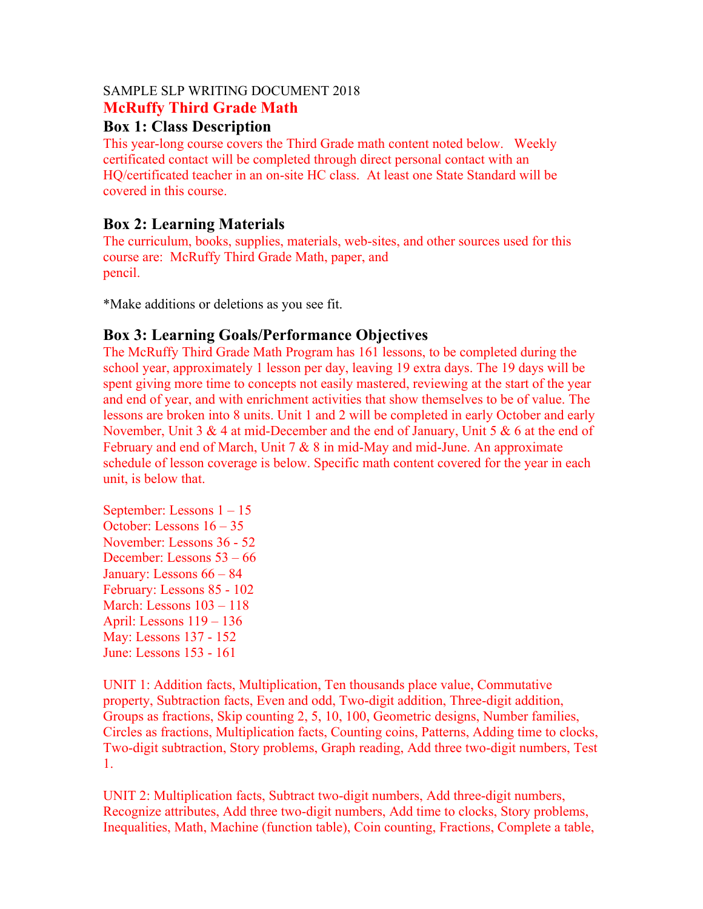SAMPLE SLP WRITING DOCUMENT 2018

# McRuffy Third Grade Math

## Box 1: Class Description

This year-long course covers the Third Grade math content noted below. Weekly certificated contact will be completed through direct personal contact with an HQ/certificated teacher in an on-site HC class. At least one State Standard will be covered in this course.

## Box 2: Learning Materials

The curriculum, books, supplies, materials, web-sites, and other sources used for this course are: McRuffy Third Grade Math, paper, and pencil.

*Make additions or deletions as you see fit.

## Box 3: Learning Goals/Performance Objectives

The McRuffy Third Grade Math Program has 161 lessons, to be completed during the school year, approximately 1 lesson per day, leaving 19 extra days. The 19 days will be spent giving more time to concepts not easily mastered, reviewing at the start of the year and end of year, and with enrichment activities that show themselves to be of value. The lessons are broken into 8 units. Unit 1 and 2 will be completed in early October and early November, Unit 3 & 4 at mid-December and the end of January, Unit 5 & 6 at the end of February and end of March, Unit 7 & 8 in mid-May and mid-June. An approximate schedule of lesson coverage is below. Specific math content covered for the year in each unit, is below that.

September: Lessons 1 – 15
October: Lessons 16 – 35
November: Lessons 36 - 52
December: Lessons 53 – 66
January: Lessons 66 – 84
February: Lessons 85 - 102
March: Lessons 103 – 118
April: Lessons 119 – 136
May: Lessons 137 - 152
June: Lessons 153 - 161

UNIT 1: Addition facts, Multiplication, Ten thousands place value, Commutative property, Subtraction facts, Even and odd, Two-digit addition, Three-digit addition, Groups as fractions, Skip counting 2, 5, 10, 100, Geometric designs, Number families, Circles as fractions, Multiplication facts, Counting coins, Patterns, Adding time to clocks, Two-digit subtraction, Story problems, Graph reading, Add three two-digit numbers, Test 1.

UNIT 2: Multiplication facts, Subtract two-digit numbers, Add three-digit numbers, Recognize attributes, Add three two-digit numbers, Add time to clocks, Story problems, Inequalities, Math, Machine (function table), Coin counting, Fractions, Complete a table,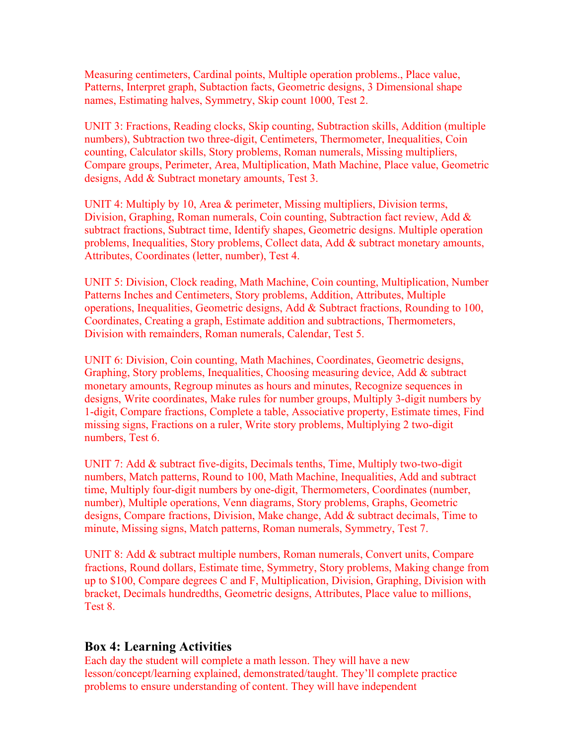Measuring centimeters, Cardinal points, Multiple operation problems., Place value, Patterns, Interpret graph, Subtaction facts, Geometric designs, 3 Dimensional shape names, Estimating halves, Symmetry, Skip count 1000, Test 2.

UNIT 3: Fractions, Reading clocks, Skip counting, Subtraction skills, Addition (multiple numbers), Subtraction two three-digit, Centimeters, Thermometer, Inequalities, Coin counting, Calculator skills, Story problems, Roman numerals, Missing multipliers, Compare groups, Perimeter, Area, Multiplication, Math Machine, Place value, Geometric designs, Add & Subtract monetary amounts, Test 3.

UNIT 4: Multiply by 10, Area & perimeter, Missing multipliers, Division terms, Division, Graphing, Roman numerals, Coin counting, Subtraction fact review, Add & subtract fractions, Subtract time, Identify shapes, Geometric designs. Multiple operation problems, Inequalities, Story problems, Collect data, Add & subtract monetary amounts, Attributes, Coordinates (letter, number), Test 4.

UNIT 5: Division, Clock reading, Math Machine, Coin counting, Multiplication, Number Patterns Inches and Centimeters, Story problems, Addition, Attributes, Multiple operations, Inequalities, Geometric designs, Add & Subtract fractions, Rounding to 100, Coordinates, Creating a graph, Estimate addition and subtractions, Thermometers, Division with remainders, Roman numerals, Calendar, Test 5.

UNIT 6: Division, Coin counting, Math Machines, Coordinates, Geometric designs, Graphing, Story problems, Inequalities, Choosing measuring device, Add & subtract monetary amounts, Regroup minutes as hours and minutes, Recognize sequences in designs, Write coordinates, Make rules for number groups, Multiply 3-digit numbers by 1-digit, Compare fractions, Complete a table, Associative property, Estimate times, Find missing signs, Fractions on a ruler, Write story problems, Multiplying 2 two-digit numbers, Test 6.

UNIT 7: Add & subtract five-digits, Decimals tenths, Time, Multiply two-two-digit numbers, Match patterns, Round to 100, Math Machine, Inequalities, Add and subtract time, Multiply four-digit numbers by one-digit, Thermometers, Coordinates (number, number), Multiple operations, Venn diagrams, Story problems, Graphs, Geometric designs, Compare fractions, Division, Make change, Add & subtract decimals, Time to minute, Missing signs, Match patterns, Roman numerals, Symmetry, Test 7.

UNIT 8: Add & subtract multiple numbers, Roman numerals, Convert units, Compare fractions, Round dollars, Estimate time, Symmetry, Story problems, Making change from up to $100, Compare degrees C and F, Multiplication, Division, Graphing, Division with bracket, Decimals hundredths, Geometric designs, Attributes, Place value to millions, Test 8.

## Box 4: Learning Activities

Each day the student will complete a math lesson. They will have a new lesson/concept/learning explained, demonstrated/taught. They'll complete practice problems to ensure understanding of content. They will have independent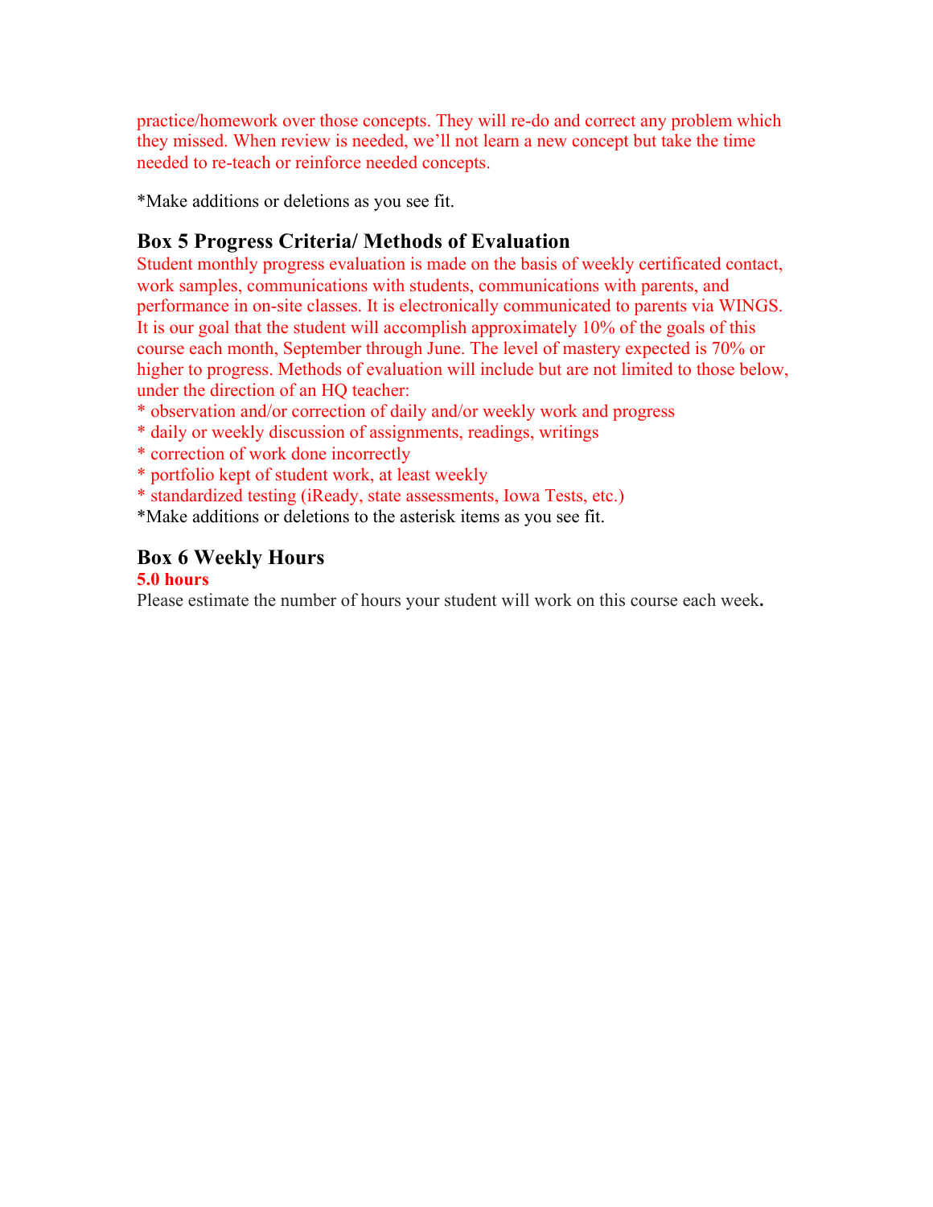practice/homework over those concepts. They will re-do and correct any problem which they missed. When review is needed, we'll not learn a new concept but take the time needed to re-teach or reinforce needed concepts.

*Make additions or deletions as you see fit.

## Box 5 Progress Criteria/ Methods of Evaluation

Student monthly progress evaluation is made on the basis of weekly certificated contact, work samples, communications with students, communications with parents, and performance in on-site classes. It is electronically communicated to parents via WINGS. It is our goal that the student will accomplish approximately 10% of the goals of this course each month, September through June. The level of mastery expected is 70% or higher to progress. Methods of evaluation will include but are not limited to those below, under the direction of an HQ teacher:

* observation and/or correction of daily and/or weekly work and progress
* daily or weekly discussion of assignments, readings, writings
* correction of work done incorrectly
* portfolio kept of student work, at least weekly
* standardized testing (iReady, state assessments, Iowa Tests, etc.)

*Make additions or deletions to the asterisk items as you see fit.

## Box 6 Weekly Hours

**5.0 hours**

Please estimate the number of hours your student will work on this course each week**.**